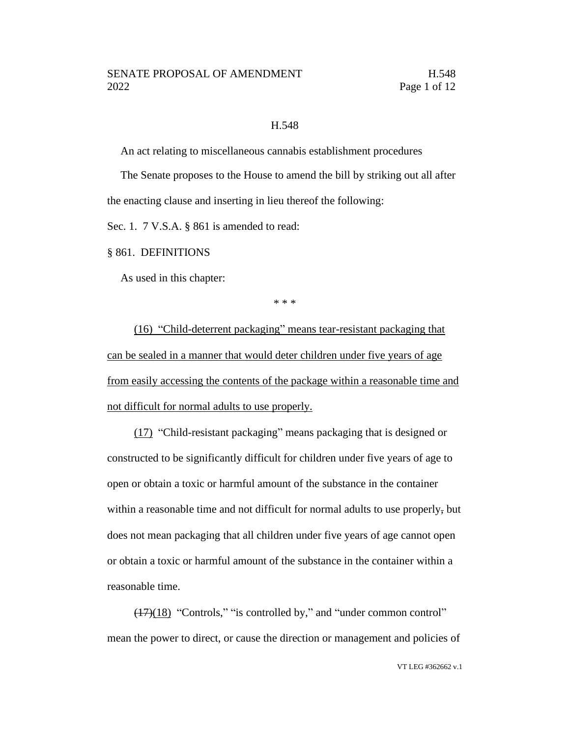H.548

An act relating to miscellaneous cannabis establishment procedures

The Senate proposes to the House to amend the bill by striking out all after the enacting clause and inserting in lieu thereof the following:

Sec. 1. 7 V.S.A. § 861 is amended to read:

§ 861. DEFINITIONS

As used in this chapter:

\* \* \*

(16) "Child-deterrent packaging" means tear-resistant packaging that can be sealed in a manner that would deter children under five years of age from easily accessing the contents of the package within a reasonable time and not difficult for normal adults to use properly.

(17) "Child-resistant packaging" means packaging that is designed or constructed to be significantly difficult for children under five years of age to open or obtain a toxic or harmful amount of the substance in the container within a reasonable time and not difficult for normal adults to use properly, but does not mean packaging that all children under five years of age cannot open or obtain a toxic or harmful amount of the substance in the container within a reasonable time.

~~(17)~~(18) "Controls," "is controlled by," and "under common control" mean the power to direct, or cause the direction or management and policies of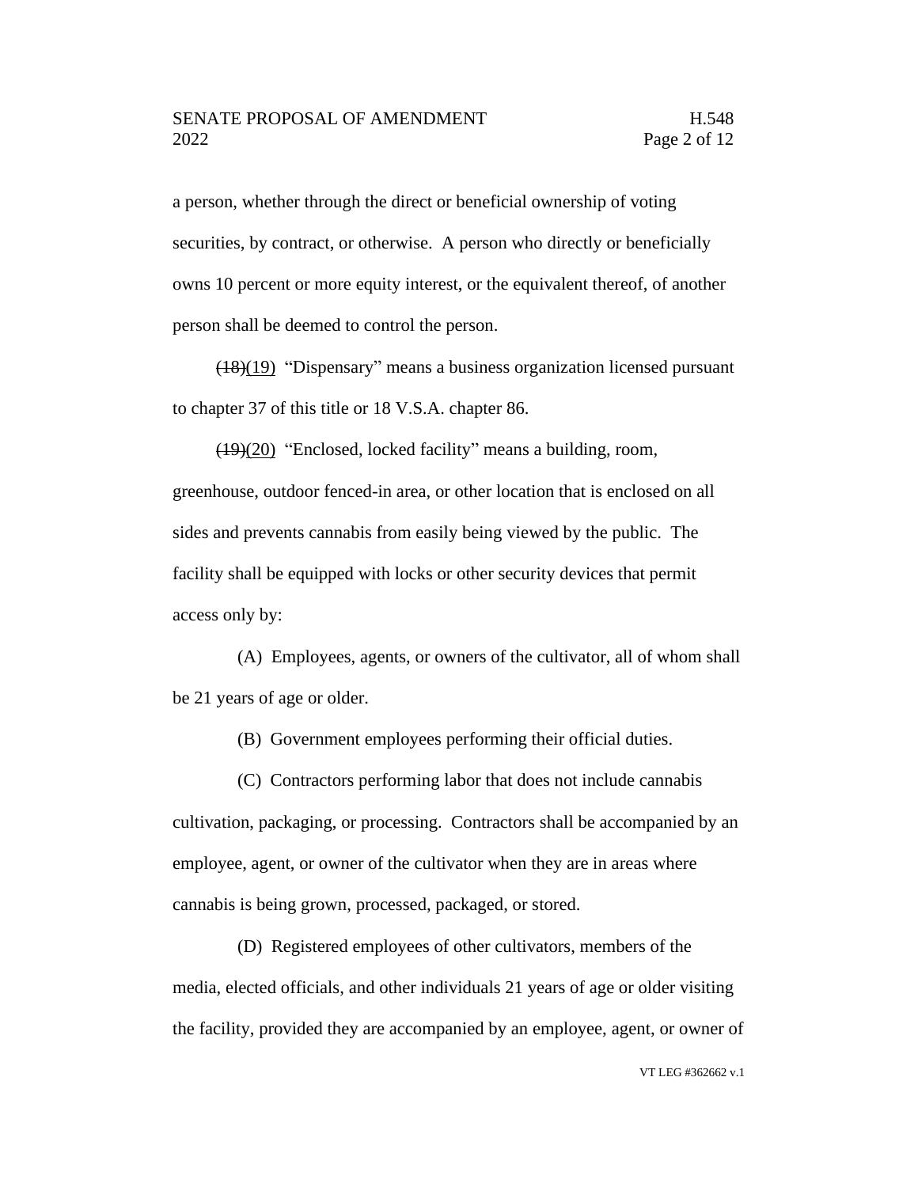a person, whether through the direct or beneficial ownership of voting securities, by contract, or otherwise. A person who directly or beneficially owns 10 percent or more equity interest, or the equivalent thereof, of another person shall be deemed to control the person.

~~(18)~~(19) "Dispensary" means a business organization licensed pursuant to chapter 37 of this title or 18 V.S.A. chapter 86.

~~(19)~~(20) "Enclosed, locked facility" means a building, room, greenhouse, outdoor fenced-in area, or other location that is enclosed on all sides and prevents cannabis from easily being viewed by the public. The facility shall be equipped with locks or other security devices that permit access only by:

(A) Employees, agents, or owners of the cultivator, all of whom shall be 21 years of age or older.

(B) Government employees performing their official duties.

(C) Contractors performing labor that does not include cannabis cultivation, packaging, or processing. Contractors shall be accompanied by an employee, agent, or owner of the cultivator when they are in areas where cannabis is being grown, processed, packaged, or stored.

(D) Registered employees of other cultivators, members of the media, elected officials, and other individuals 21 years of age or older visiting the facility, provided they are accompanied by an employee, agent, or owner of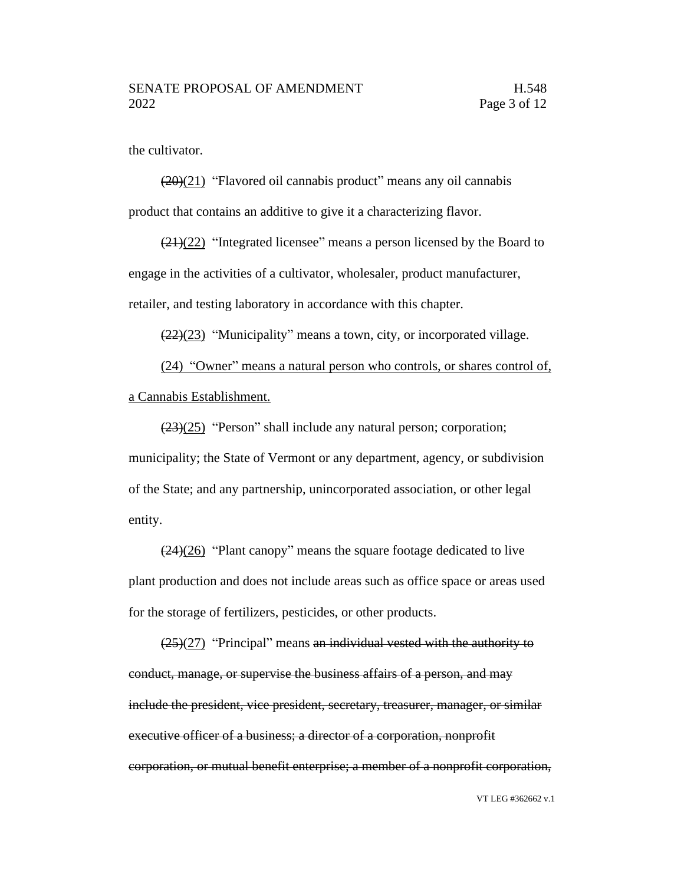the cultivator.

~~(20)~~<u>(21)</u> "Flavored oil cannabis product" means any oil cannabis product that contains an additive to give it a characterizing flavor.

~~(21)~~<u>(22)</u> "Integrated licensee" means a person licensed by the Board to engage in the activities of a cultivator, wholesaler, product manufacturer, retailer, and testing laboratory in accordance with this chapter.

~~(22)~~<u>(23)</u> "Municipality" means a town, city, or incorporated village.

<u>(24) "Owner" means a natural person who controls, or shares control of, a Cannabis Establishment.</u>

~~(23)~~<u>(25)</u> "Person" shall include any natural person; corporation; municipality; the State of Vermont or any department, agency, or subdivision of the State; and any partnership, unincorporated association, or other legal entity.

~~(24)~~<u>(26)</u> "Plant canopy" means the square footage dedicated to live plant production and does not include areas such as office space or areas used for the storage of fertilizers, pesticides, or other products.

~~(25)~~<u>(27)</u> "Principal" means ~~an individual vested with the authority to conduct, manage, or supervise the business affairs of a person, and may include the president, vice president, secretary, treasurer, manager, or similar executive officer of a business; a director of a corporation, nonprofit corporation, or mutual benefit enterprise; a member of a nonprofit corporation,~~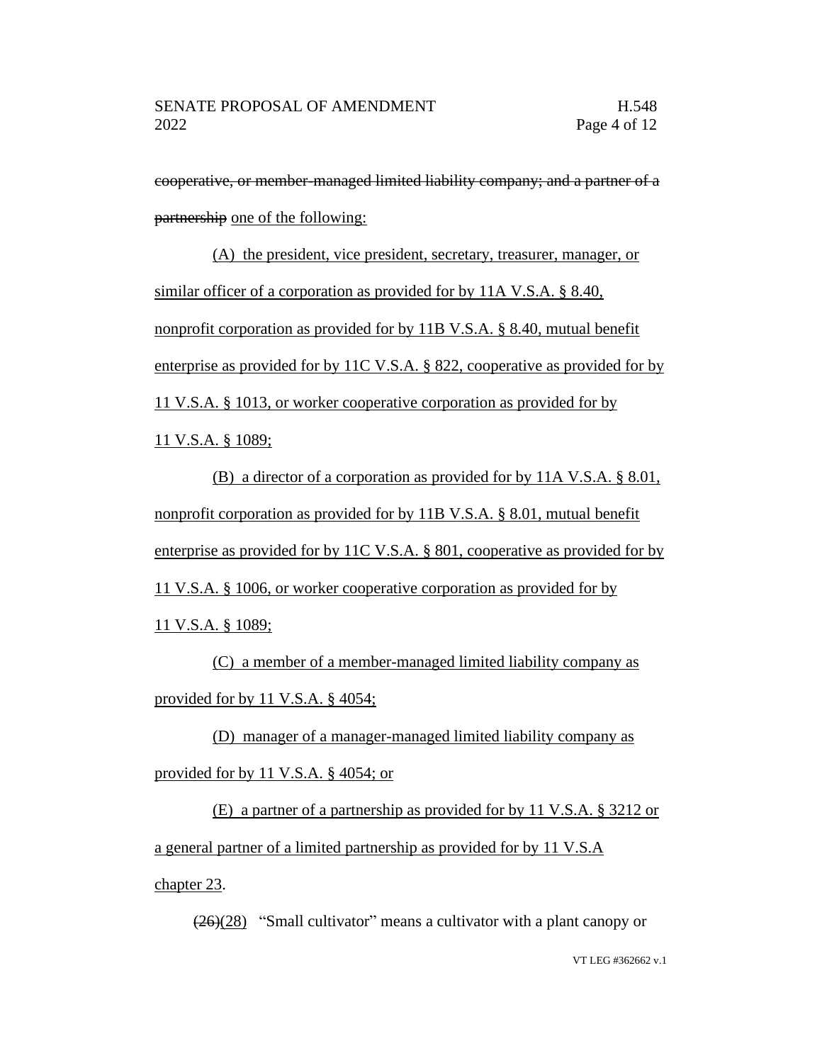~~cooperative, or member-managed limited liability company; and a partner of a partnership~~ one of the following:

(A) the president, vice president, secretary, treasurer, manager, or similar officer of a corporation as provided for by 11A V.S.A. § 8.40, nonprofit corporation as provided for by 11B V.S.A. § 8.40, mutual benefit enterprise as provided for by 11C V.S.A. § 822, cooperative as provided for by 11 V.S.A. § 1013, or worker cooperative corporation as provided for by 11 V.S.A. § 1089;

(B) a director of a corporation as provided for by 11A V.S.A. § 8.01, nonprofit corporation as provided for by 11B V.S.A. § 8.01, mutual benefit enterprise as provided for by 11C V.S.A. § 801, cooperative as provided for by 11 V.S.A. § 1006, or worker cooperative corporation as provided for by 11 V.S.A. § 1089;

(C) a member of a member-managed limited liability company as provided for by 11 V.S.A. § 4054;

(D) manager of a manager-managed limited liability company as provided for by 11 V.S.A. § 4054; or

(E) a partner of a partnership as provided for by 11 V.S.A. § 3212 or a general partner of a limited partnership as provided for by 11 V.S.A chapter 23.

~~(26)~~(28) "Small cultivator" means a cultivator with a plant canopy or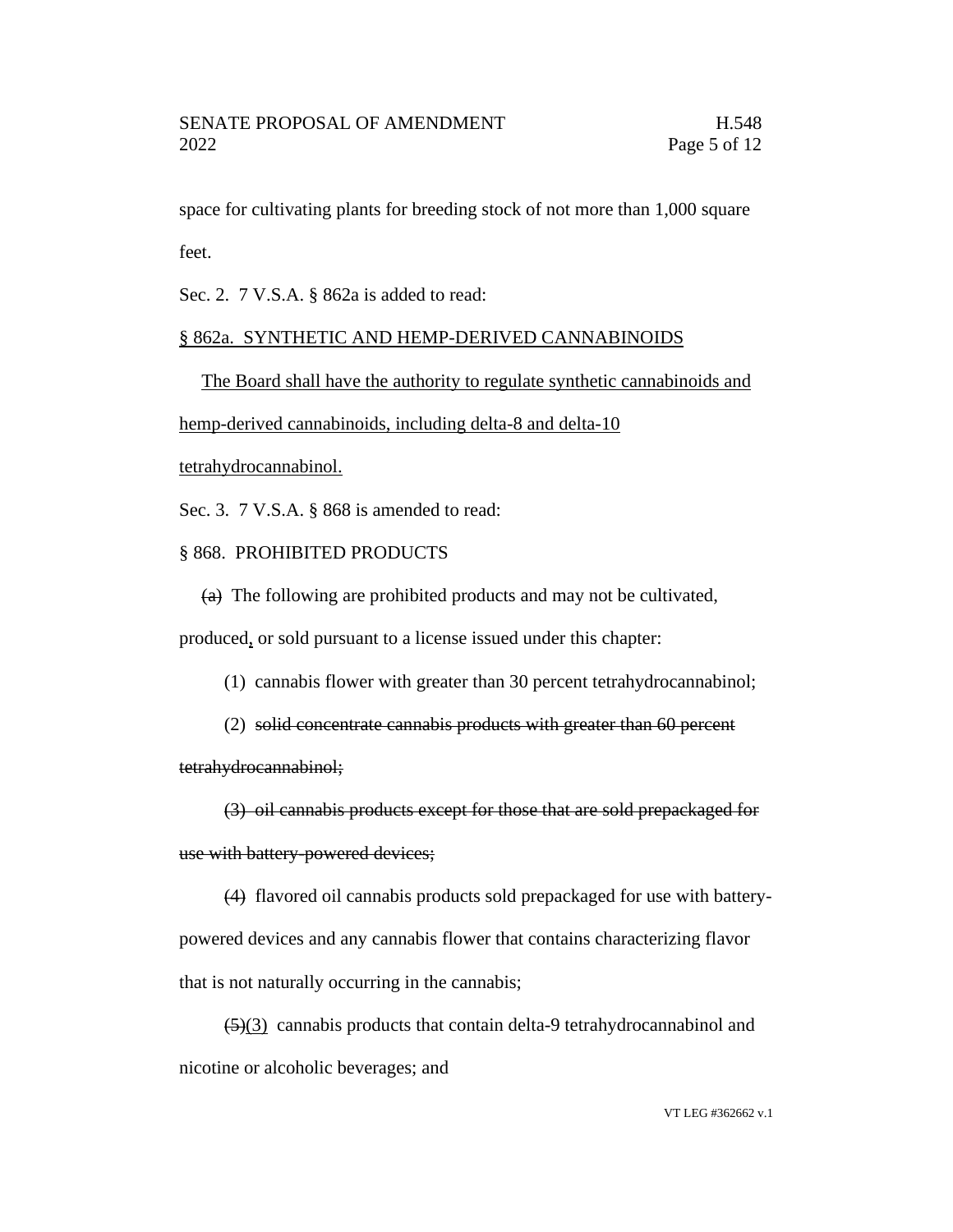space for cultivating plants for breeding stock of not more than 1,000 square feet.

Sec. 2. 7 V.S.A. § 862a is added to read:

<u>§ 862a. SYNTHETIC AND HEMP-DERIVED CANNABINOIDS</u>

<u>The Board shall have the authority to regulate synthetic cannabinoids and hemp-derived cannabinoids, including delta-8 and delta-10 tetrahydrocannabinol.</u>

Sec. 3. 7 V.S.A. § 868 is amended to read:

§ 868. PROHIBITED PRODUCTS

~~(a)~~ The following are prohibited products and may not be cultivated, produced<u>,</u> or sold pursuant to a license issued under this chapter:

(1) cannabis flower with greater than 30 percent tetrahydrocannabinol;

(2) ~~solid concentrate cannabis products with greater than 60 percent tetrahydrocannabinol;~~

~~(3) oil cannabis products except for those that are sold prepackaged for use with battery-powered devices;~~

~~(4)~~ flavored oil cannabis products sold prepackaged for use with battery-powered devices and any cannabis flower that contains characterizing flavor that is not naturally occurring in the cannabis;

~~(5)~~<u>(3)</u> cannabis products that contain delta-9 tetrahydrocannabinol and nicotine or alcoholic beverages; and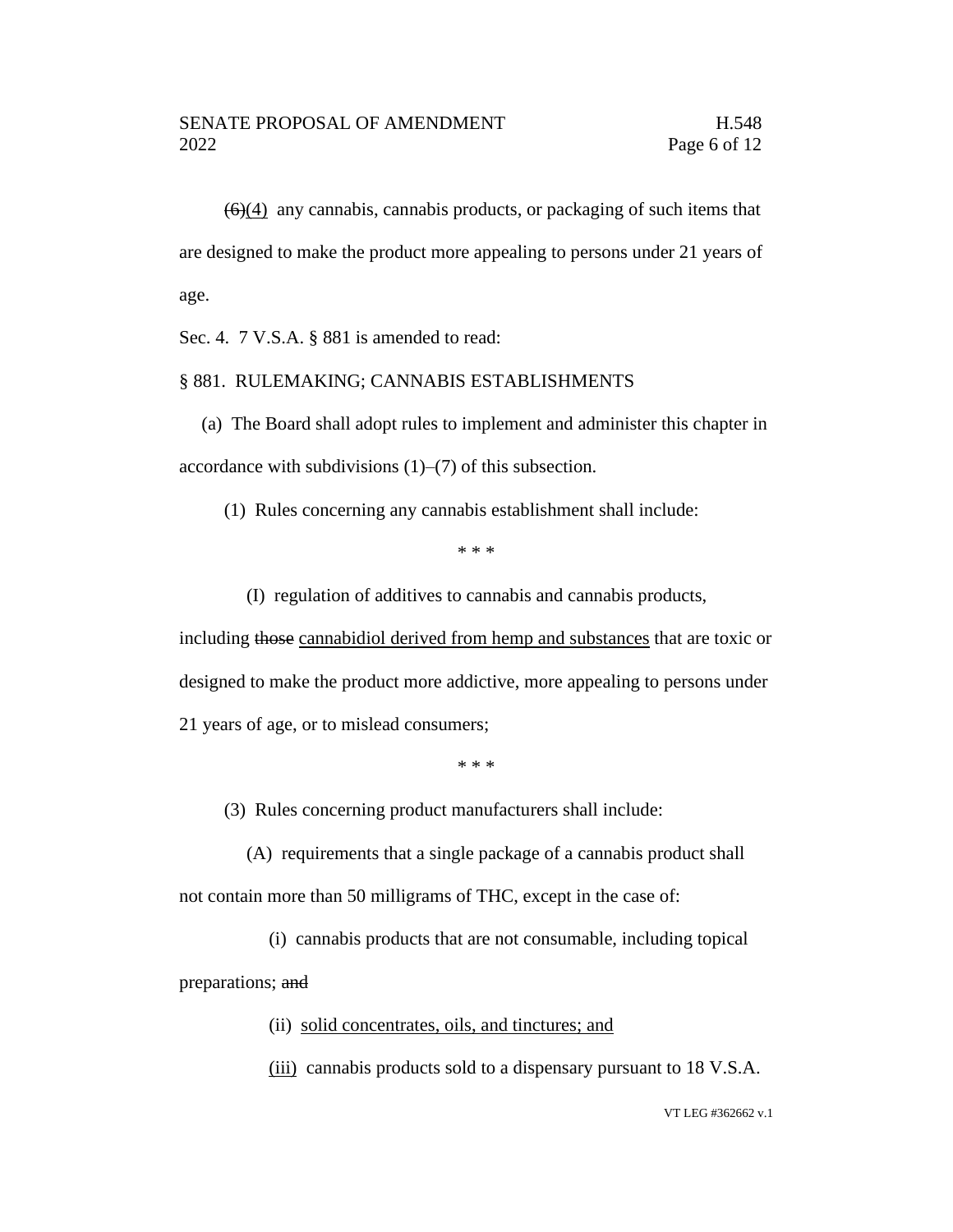~~(6)~~(4) any cannabis, cannabis products, or packaging of such items that are designed to make the product more appealing to persons under 21 years of age.

Sec. 4. 7 V.S.A. § 881 is amended to read:

§ 881. RULEMAKING; CANNABIS ESTABLISHMENTS

(a) The Board shall adopt rules to implement and administer this chapter in accordance with subdivisions (1)–(7) of this subsection.

(1) Rules concerning any cannabis establishment shall include:

\* \* \*

(I) regulation of additives to cannabis and cannabis products, including ~~those~~ <u>cannabidiol derived from hemp and substances</u> that are toxic or designed to make the product more addictive, more appealing to persons under 21 years of age, or to mislead consumers;

\* \* \*

(3) Rules concerning product manufacturers shall include:

(A) requirements that a single package of a cannabis product shall not contain more than 50 milligrams of THC, except in the case of:

(i) cannabis products that are not consumable, including topical preparations; ~~and~~

(ii) <u>solid concentrates, oils, and tinctures; and</u>

<u>(iii)</u> cannabis products sold to a dispensary pursuant to 18 V.S.A.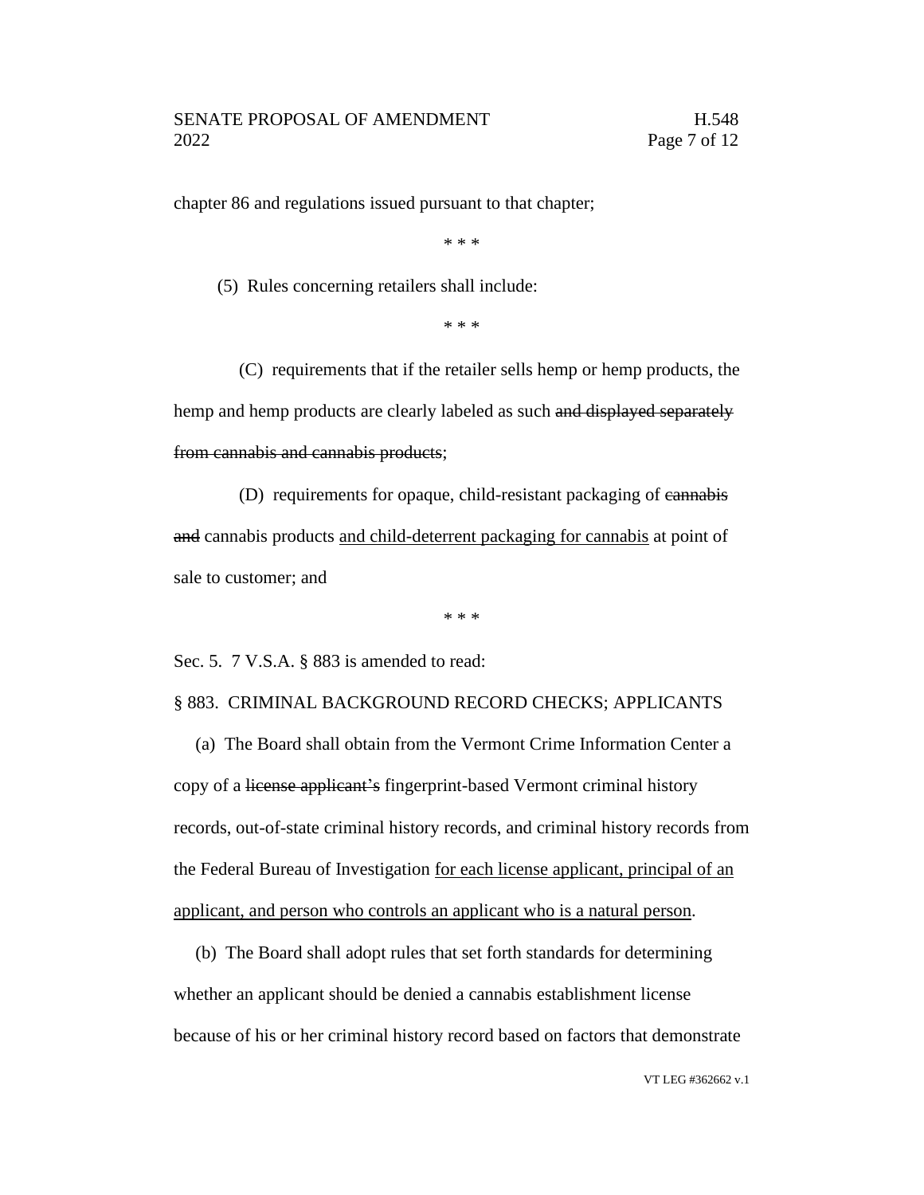chapter 86 and regulations issued pursuant to that chapter;

\* \* \*

(5) Rules concerning retailers shall include:

\* \* \*

(C) requirements that if the retailer sells hemp or hemp products, the hemp and hemp products are clearly labeled as such ~~and displayed separately from cannabis and cannabis products~~;

(D) requirements for opaque, child-resistant packaging of ~~cannabis and~~ cannabis products <u>and child-deterrent packaging for cannabis</u> at point of sale to customer; and

\* \* \*

Sec. 5. 7 V.S.A. § 883 is amended to read:

§ 883. CRIMINAL BACKGROUND RECORD CHECKS; APPLICANTS

(a) The Board shall obtain from the Vermont Crime Information Center a copy of a ~~license applicant's~~ fingerprint-based Vermont criminal history records, out-of-state criminal history records, and criminal history records from the Federal Bureau of Investigation <u>for each license applicant, principal of an applicant, and person who controls an applicant who is a natural person</u>.

(b) The Board shall adopt rules that set forth standards for determining whether an applicant should be denied a cannabis establishment license because of his or her criminal history record based on factors that demonstrate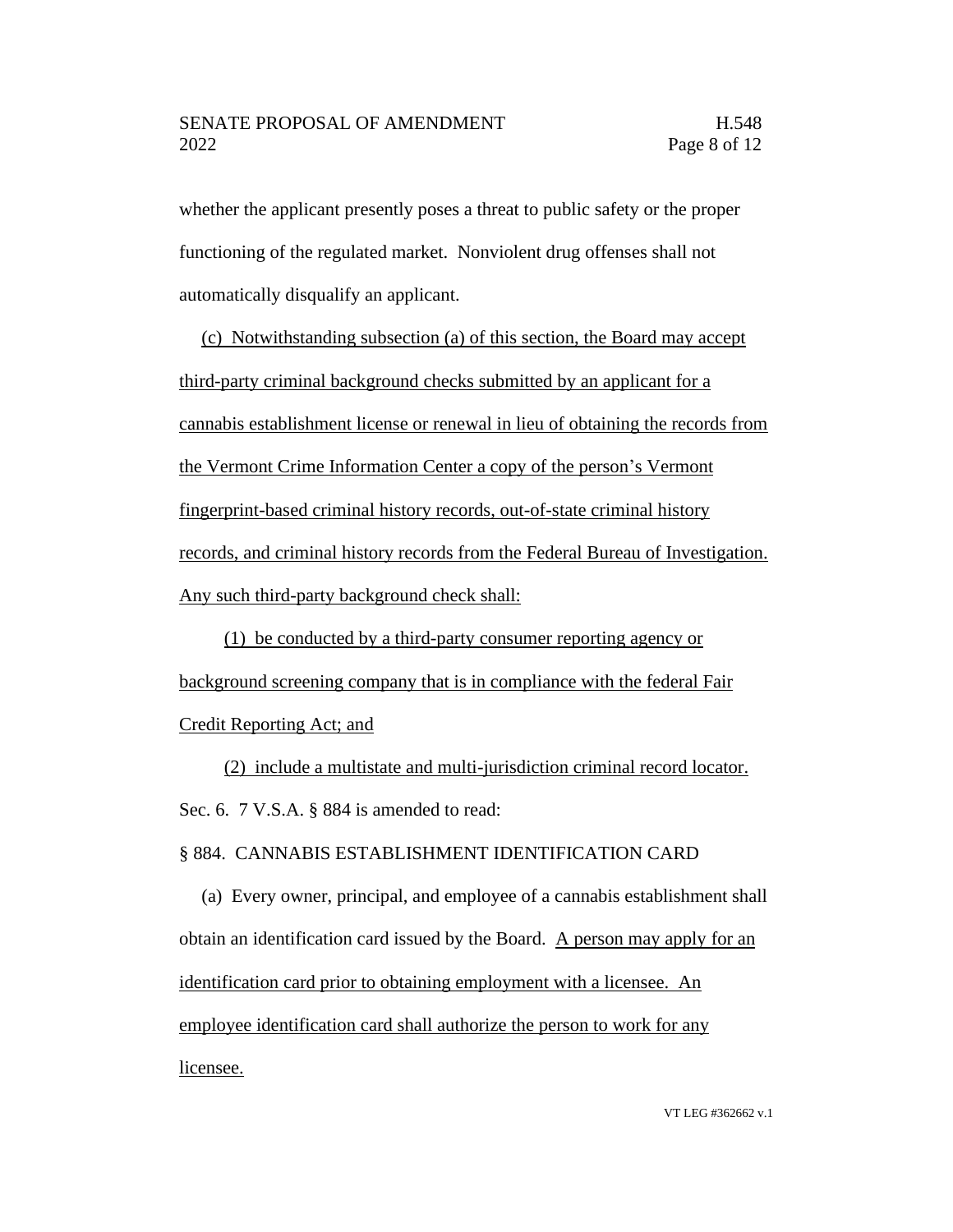whether the applicant presently poses a threat to public safety or the proper functioning of the regulated market. Nonviolent drug offenses shall not automatically disqualify an applicant.

(c) Notwithstanding subsection (a) of this section, the Board may accept third-party criminal background checks submitted by an applicant for a cannabis establishment license or renewal in lieu of obtaining the records from the Vermont Crime Information Center a copy of the person's Vermont fingerprint-based criminal history records, out-of-state criminal history records, and criminal history records from the Federal Bureau of Investigation. Any such third-party background check shall:

(1) be conducted by a third-party consumer reporting agency or background screening company that is in compliance with the federal Fair Credit Reporting Act; and

(2) include a multistate and multi-jurisdiction criminal record locator.

Sec. 6. 7 V.S.A. § 884 is amended to read:

§ 884. CANNABIS ESTABLISHMENT IDENTIFICATION CARD

(a) Every owner, principal, and employee of a cannabis establishment shall obtain an identification card issued by the Board. A person may apply for an identification card prior to obtaining employment with a licensee. An employee identification card shall authorize the person to work for any licensee.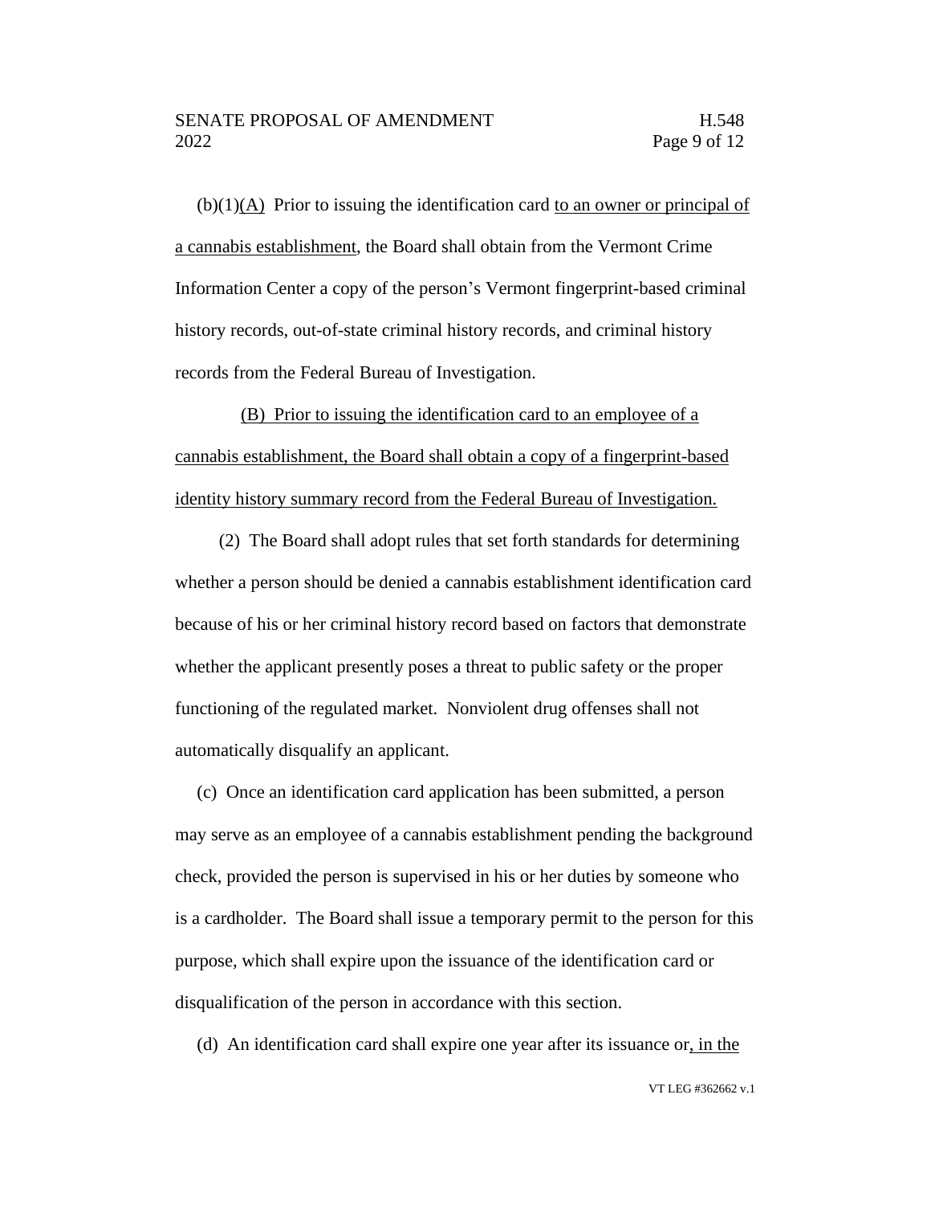(b)(1)(A) Prior to issuing the identification card to an owner or principal of a cannabis establishment, the Board shall obtain from the Vermont Crime Information Center a copy of the person's Vermont fingerprint-based criminal history records, out-of-state criminal history records, and criminal history records from the Federal Bureau of Investigation.

(B) Prior to issuing the identification card to an employee of a cannabis establishment, the Board shall obtain a copy of a fingerprint-based identity history summary record from the Federal Bureau of Investigation.

(2) The Board shall adopt rules that set forth standards for determining whether a person should be denied a cannabis establishment identification card because of his or her criminal history record based on factors that demonstrate whether the applicant presently poses a threat to public safety or the proper functioning of the regulated market. Nonviolent drug offenses shall not automatically disqualify an applicant.

(c) Once an identification card application has been submitted, a person may serve as an employee of a cannabis establishment pending the background check, provided the person is supervised in his or her duties by someone who is a cardholder. The Board shall issue a temporary permit to the person for this purpose, which shall expire upon the issuance of the identification card or disqualification of the person in accordance with this section.

(d) An identification card shall expire one year after its issuance or, in the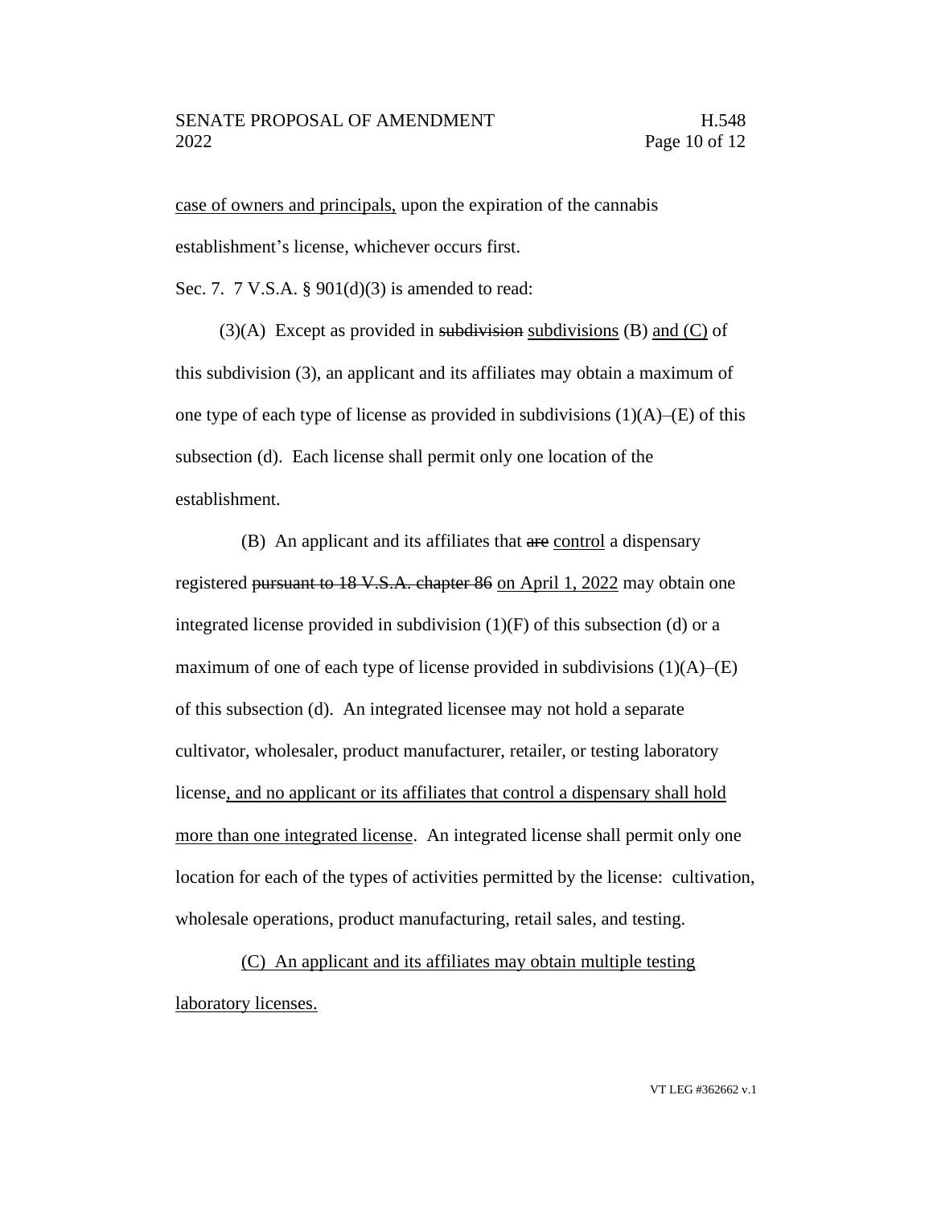case of owners and principals, upon the expiration of the cannabis establishment's license, whichever occurs first.

Sec. 7. 7 V.S.A. § 901(d)(3) is amended to read:

(3)(A) Except as provided in ~~subdivision~~ subdivisions (B) and (C) of this subdivision (3), an applicant and its affiliates may obtain a maximum of one type of each type of license as provided in subdivisions (1)(A)–(E) of this subsection (d). Each license shall permit only one location of the establishment.

(B) An applicant and its affiliates that ~~are~~ control a dispensary registered ~~pursuant to 18 V.S.A. chapter 86~~ on April 1, 2022 may obtain one integrated license provided in subdivision (1)(F) of this subsection (d) or a maximum of one of each type of license provided in subdivisions (1)(A)–(E) of this subsection (d). An integrated licensee may not hold a separate cultivator, wholesaler, product manufacturer, retailer, or testing laboratory license, and no applicant or its affiliates that control a dispensary shall hold more than one integrated license. An integrated license shall permit only one location for each of the types of activities permitted by the license: cultivation, wholesale operations, product manufacturing, retail sales, and testing.

(C) An applicant and its affiliates may obtain multiple testing laboratory licenses.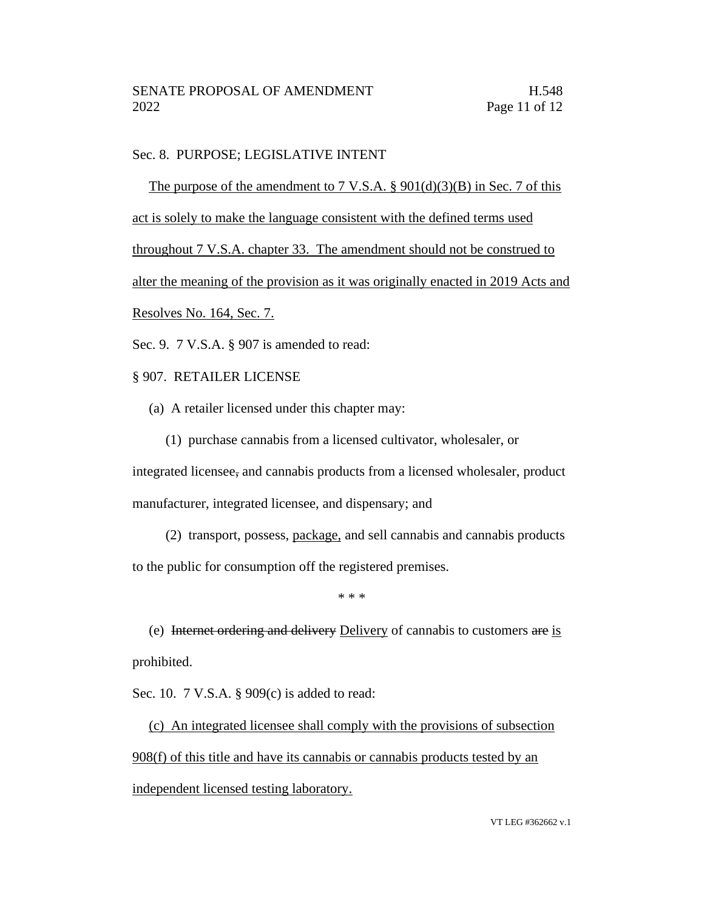Sec. 8. PURPOSE; LEGISLATIVE INTENT

The purpose of the amendment to 7 V.S.A. § 901(d)(3)(B) in Sec. 7 of this act is solely to make the language consistent with the defined terms used throughout 7 V.S.A. chapter 33. The amendment should not be construed to alter the meaning of the provision as it was originally enacted in 2019 Acts and Resolves No. 164, Sec. 7.

Sec. 9. 7 V.S.A. § 907 is amended to read:

§ 907. RETAILER LICENSE

(a) A retailer licensed under this chapter may:

(1) purchase cannabis from a licensed cultivator, wholesaler, or integrated licensee~~,~~ and cannabis products from a licensed wholesaler, product manufacturer, integrated licensee, and dispensary; and

(2) transport, possess, package, and sell cannabis and cannabis products to the public for consumption off the registered premises.

\* \* \*

(e) ~~Internet ordering and delivery~~ Delivery of cannabis to customers ~~are~~ is prohibited.

Sec. 10. 7 V.S.A. § 909(c) is added to read:

(c) An integrated licensee shall comply with the provisions of subsection 908(f) of this title and have its cannabis or cannabis products tested by an independent licensed testing laboratory.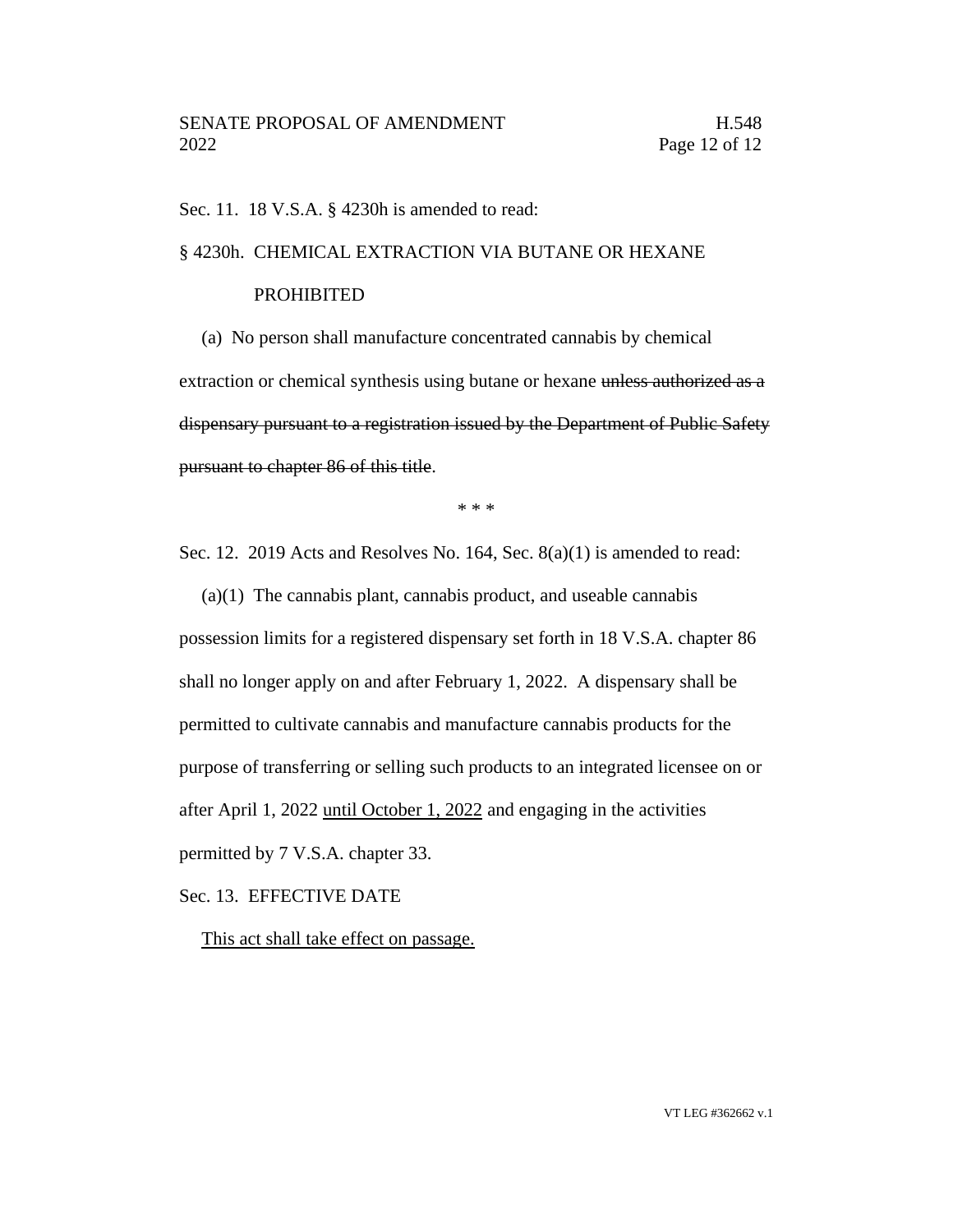Sec. 11. 18 V.S.A. § 4230h is amended to read:

§ 4230h. CHEMICAL EXTRACTION VIA BUTANE OR HEXANE PROHIBITED

(a) No person shall manufacture concentrated cannabis by chemical extraction or chemical synthesis using butane or hexane ~~unless authorized as a dispensary pursuant to a registration issued by the Department of Public Safety pursuant to chapter 86 of this title~~.

\* \* \*

Sec. 12. 2019 Acts and Resolves No. 164, Sec. 8(a)(1) is amended to read:

(a)(1) The cannabis plant, cannabis product, and useable cannabis possession limits for a registered dispensary set forth in 18 V.S.A. chapter 86 shall no longer apply on and after February 1, 2022. A dispensary shall be permitted to cultivate cannabis and manufacture cannabis products for the purpose of transferring or selling such products to an integrated licensee on or after April 1, 2022 <u>until October 1, 2022</u> and engaging in the activities permitted by 7 V.S.A. chapter 33.

Sec. 13. EFFECTIVE DATE

<u>This act shall take effect on passage.</u>